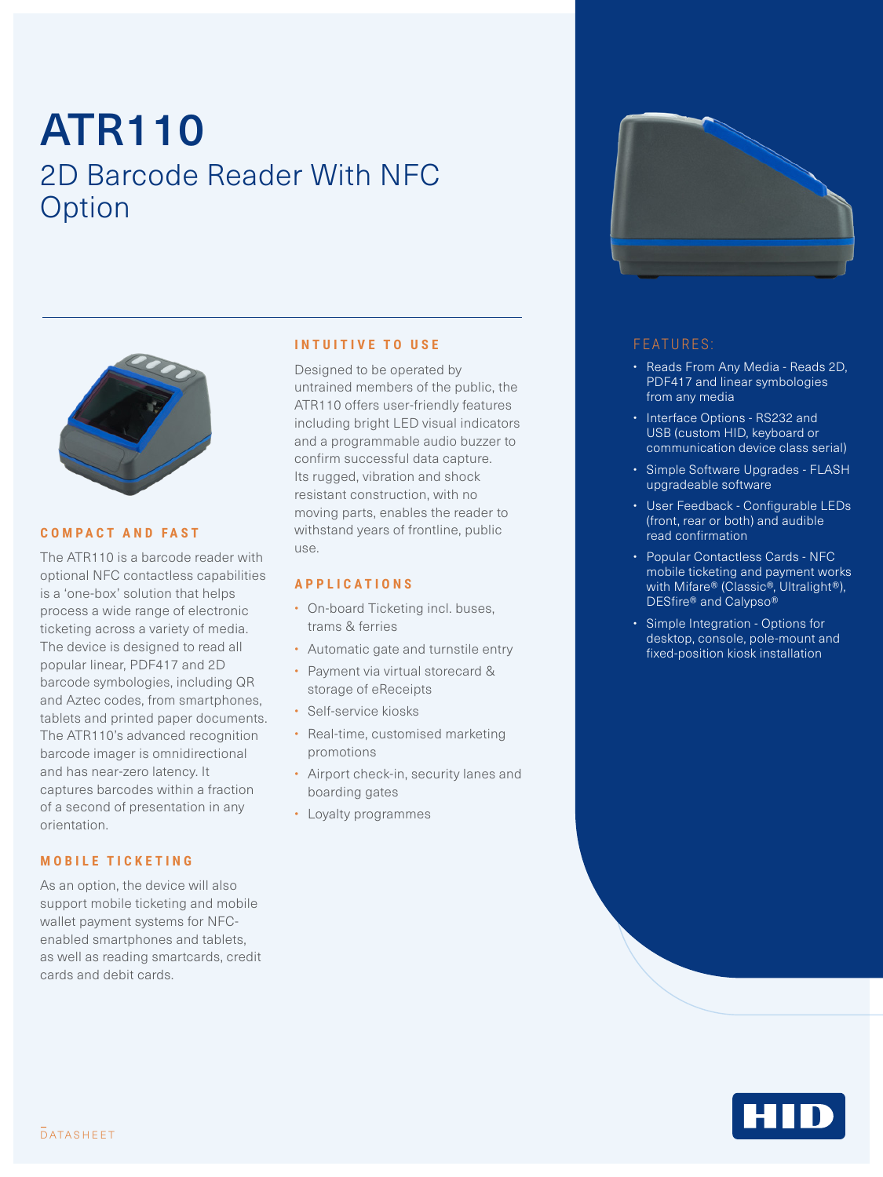# ATR110

## 2D Barcode Reader With NFC Option

### COMPACT AND FAST

The ATR110 is a barcode reader with optional NFC contactless capabilities is a 'one-box' solution that helps process a wide range of electronic ticketing across a variety of media. The device is designed to read all popular linear, PDF417 and 2D barcode symbologies, including QR and Aztec codes, from smartphones, tablets and printed paper documents. The ATR110's advanced recognition barcode imager is omnidirectional and has near-zero latency. It captures barcodes within a fraction of a second of presentation in any orientation.

### MOBILE TICKETING

As an option, the device will also support mobile ticketing and mobile wallet payment systems for NFC-enabled smartphones and tablets, as well as reading smartcards, credit cards and debit cards.

### INTUITIVE TO USE

Designed to be operated by untrained members of the public, the ATR110 offers user-friendly features including bright LED visual indicators and a programmable audio buzzer to confirm successful data capture. Its rugged, vibration and shock resistant construction, with no moving parts, enables the reader to withstand years of frontline, public use.

### APPLICATIONS

- On-board Ticketing incl. buses, trams & ferries
- Automatic gate and turnstile entry
- Payment via virtual storecard & storage of eReceipts
- Self-service kiosks
- Real-time, customised marketing promotions
- Airport check-in, security lanes and boarding gates
- Loyalty programmes

### FEATURES:

- Reads From Any Media - Reads 2D, PDF417 and linear symbologies from any media
- Interface Options - RS232 and USB (custom HID, keyboard or communication device class serial)
- Simple Software Upgrades - FLASH upgradeable software
- User Feedback - Configurable LEDs (front, rear or both) and audible read confirmation
- Popular Contactless Cards - NFC mobile ticketing and payment works with Mifare® (Classic®, Ultralight®), DESfire® and Calypso®
- Simple Integration - Options for desktop, console, pole-mount and fixed-position kiosk installation

DATASHEET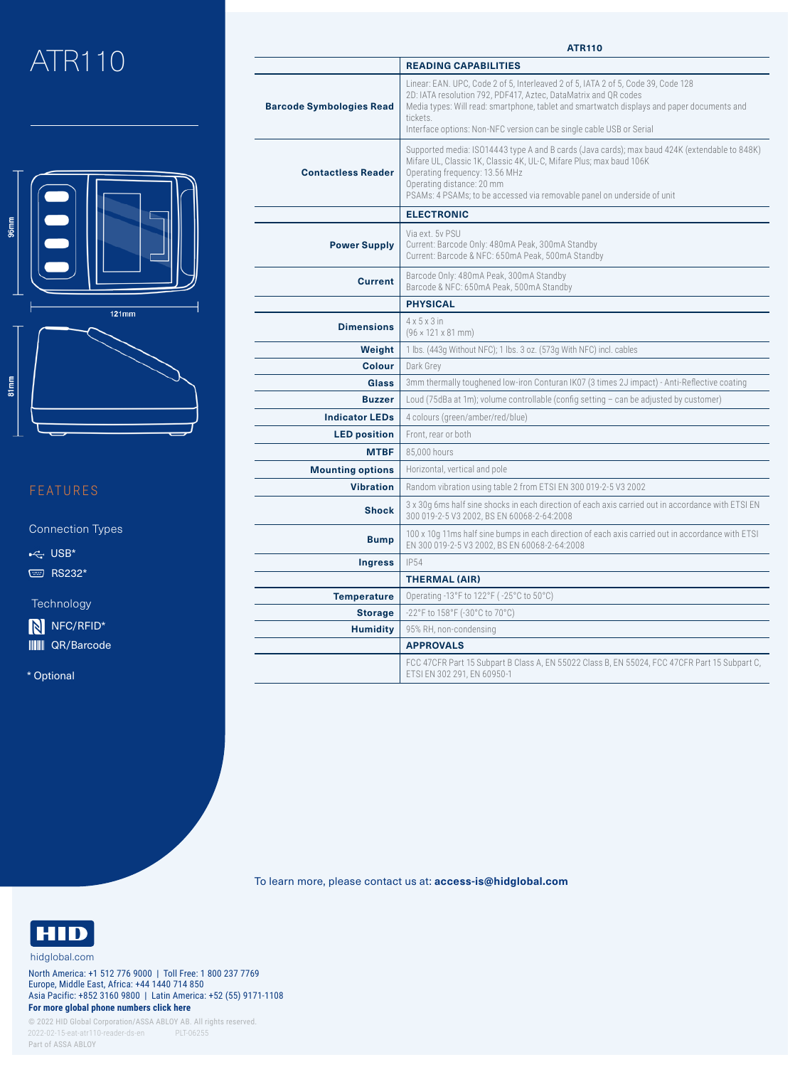# ATR110

96mm

121mm

81mm

## FEATURES

Connection Types

- USB*
- RS232*

Technology

- NFC/RFID*
- QR/Barcode

* Optional

| | ATR110 |
|---|---|
| | **READING CAPABILITIES** |
| **Barcode Symbologies Read** | Linear: EAN. UPC, Code 2 of 5, Interleaved 2 of 5, IATA 2 of 5, Code 39, Code 128<br>2D: IATA resolution 792, PDF417, Aztec, DataMatrix and QR codes<br>Media types: Will read: smartphone, tablet and smartwatch displays and paper documents and tickets.<br>Interface options: Non-NFC version can be single cable USB or Serial |
| **Contactless Reader** | Supported media: ISO14443 type A and B cards (Java cards); max baud 424K (extendable to 848K) Mifare UL, Classic 1K, Classic 4K, UL-C, Mifare Plus; max baud 106K<br>Operating frequency: 13.56 MHz<br>Operating distance: 20 mm<br>PSAMs: 4 PSAMs; to be accessed via removable panel on underside of unit |
| | **ELECTRONIC** |
| **Power Supply** | Via ext. 5v PSU<br>Current: Barcode Only: 480mA Peak, 300mA Standby<br>Current: Barcode & NFC: 650mA Peak, 500mA Standby |
| **Current** | Barcode Only: 480mA Peak, 300mA Standby<br>Barcode & NFC: 650mA Peak, 500mA Standby |
| | **PHYSICAL** |
| **Dimensions** | 4 x 5 x 3 in<br>(96 x 121 x 81 mm) |
| **Weight** | 1 lbs. (443g Without NFC); 1 lbs. 3 oz. (573g With NFC) incl. cables |
| **Colour** | Dark Grey |
| **Glass** | 3mm thermally toughened low-iron Conturan IK07 (3 times 2J impact) - Anti-Reflective coating |
| **Buzzer** | Loud (75dBa at 1m); volume controllable (config setting – can be adjusted by customer) |
| **Indicator LEDs** | 4 colours (green/amber/red/blue) |
| **LED position** | Front, rear or both |
| **MTBF** | 85,000 hours |
| **Mounting options** | Horizontal, vertical and pole |
| **Vibration** | Random vibration using table 2 from ETSI EN 300 019-2-5 V3 2002 |
| **Shock** | 3 x 30g 6ms half sine shocks in each direction of each axis carried out in accordance with ETSI EN 300 019-2-5 V3 2002, BS EN 60068-2-64:2008 |
| **Bump** | 100 x 10g 11ms half sine bumps in each direction of each axis carried out in accordance with ETSI EN 300 019-2-5 V3 2002, BS EN 60068-2-64:2008 |
| **Ingress** | IP54 |
| | **THERMAL (AIR)** |
| **Temperature** | Operating -13°F to 122°F ( -25°C to 50°C) |
| **Storage** | -22°F to 158°F (-30°C to 70°C) |
| **Humidity** | 95% RH, non-condensing |
| | **APPROVALS** |
| | FCC 47CFR Part 15 Subpart B Class A, EN 55022 Class B, EN 55024, FCC 47CFR Part 15 Subpart C, ETSI EN 302 291, EN 60950-1 |

To learn more, please contact us at: **access-is@hidglobal.com**

HID

hidglobal.com

North America: +1 512 776 9000 | Toll Free: 1 800 237 7769
Europe, Middle East, Africa: +44 1440 714 850
Asia Pacific: +852 3160 9800 | Latin America: +52 (55) 9171-1108
**For more global phone numbers click here**

© 2022 HID Global Corporation/ASSA ABLOY AB. All rights reserved.
2022-02-15-eat-atr110-reader-ds-en PLT-06255
Part of ASSA ABLOY